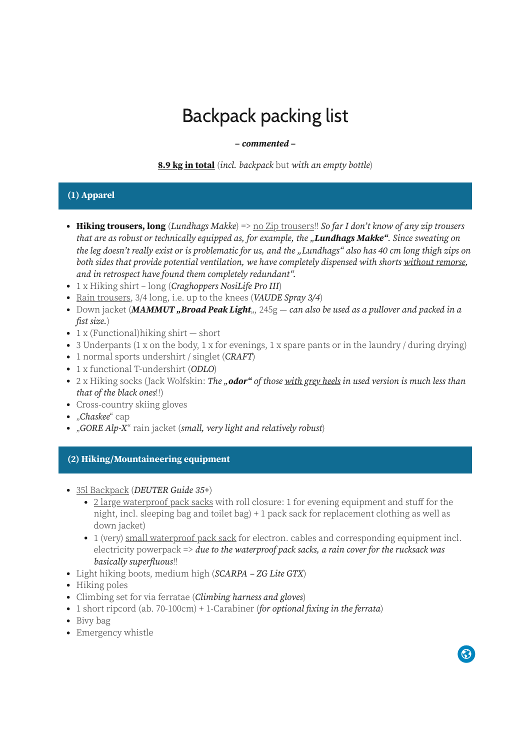# Backpack packing list

***– commented –***

**8.9 kg in total** (*incl. backpack* but *with an empty bottle*)

## (1) Apparel

- **Hiking trousers, long** (*Lundhags Makke*) => no Zip trousers!! *So far I don't know of any zip trousers that are as robust or technically equipped as, for example, the „**Lundhags Makke**". Since sweating on the leg doesn't really exist or is problematic for us, and the „Lundhags" also has 40 cm long thigh zips on both sides that provide potential ventilation, we have completely dispensed with shorts without remorse, and in retrospect have found them completely redundant".*
- 1 x Hiking shirt – long (*Craghoppers NosiLife Pro III*)
- Rain trousers, 3/4 long, i.e. up to the knees (*VAUDE Spray 3/4*)
- Down jacket (***MAMMUT „Broad Peak Light**„*, 245g — *can also be used as a pullover and packed in a fist size.*)
- 1 x (Functional)hiking shirt — short
- 3 Underpants (1 x on the body, 1 x for evenings, 1 x spare pants or in the laundry / during drying)
- 1 normal sports undershirt / singlet (*CRAFT*)
- 1 x functional T-undershirt (*ODLO*)
- 2 x Hiking socks (Jack Wolfskin: *The „**odor**" of those with grey heels in used version is much less than that of the black ones*!!)
- Cross-country skiing gloves
- „*Chaskee*" cap
- „*GORE Alp-X*" rain jacket (*small, very light and relatively robust*)

## (2) Hiking/Mountaineering equipment

- 35l Backpack (*DEUTER Guide 35+*)
  - 2 large waterproof pack sacks with roll closure: 1 for evening equipment and stuff for the night, incl. sleeping bag and toilet bag) + 1 pack sack for replacement clothing as well as down jacket)
  - 1 (very) small waterproof pack sack for electron. cables and corresponding equipment incl. electricity powerpack => *due to the waterproof pack sacks, a rain cover for the rucksack was basically superfluous*!!
- Light hiking boots, medium high (*SCARPA – ZG Lite GTX*)
- Hiking poles
- Climbing set for via ferratae (*Climbing harness and gloves*)
- 1 short ripcord (ab. 70-100cm) + 1-Carabiner (*for optional fixing in the ferrata*)
- Bivy bag
- Emergency whistle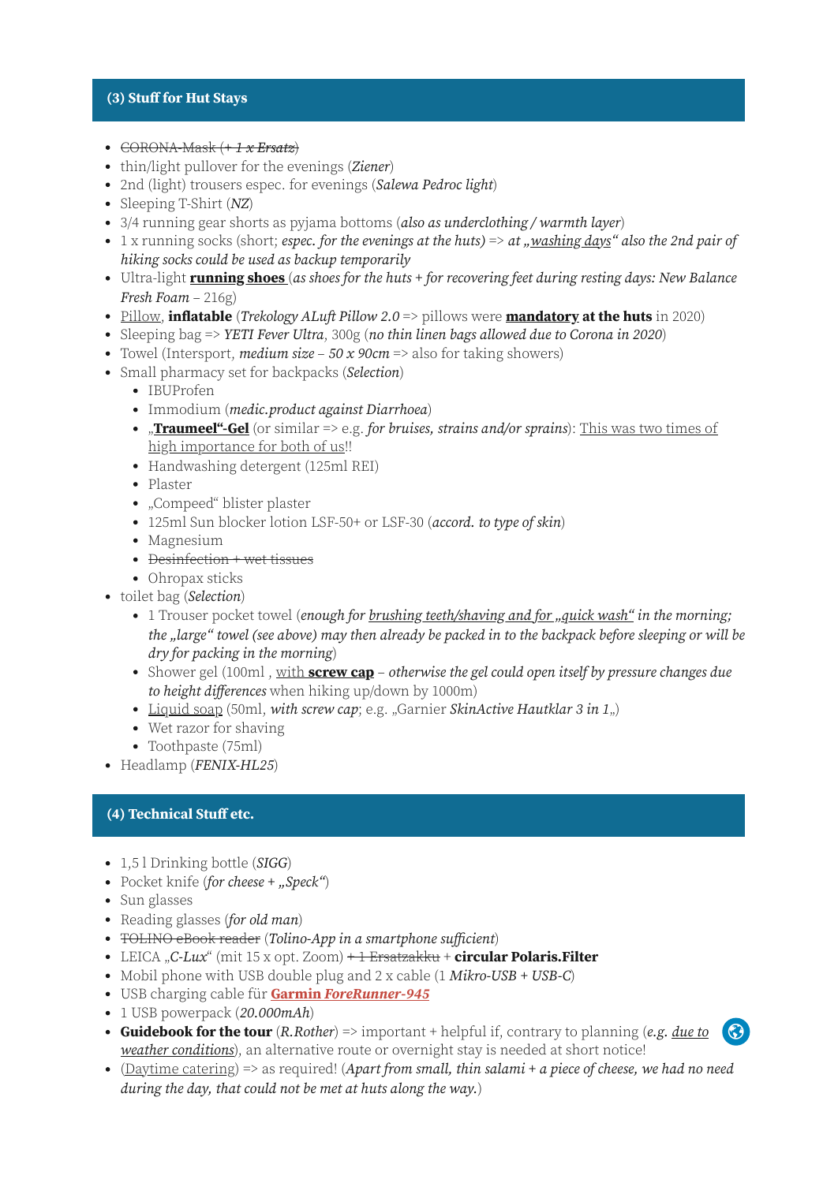## (3) Stuff for Hut Stays

- ~~CORONA-Mask (*+ 1 x Ersatz*)~~
- thin/light pullover for the evenings (*Ziener*)
- 2nd (light) trousers espec. for evenings (*Salewa Pedroc light*)
- Sleeping T-Shirt (*NZ*)
- 3/4 running gear shorts as pyjama bottoms (*also as underclothing / warmth layer*)
- 1 x running socks (short; *espec. for the evenings at the huts*) => *at „washing days" also the 2nd pair of hiking socks could be used as backup temporarily*
- Ultra-light **running shoes** (*as shoes for the huts + for recovering feet during resting days: New Balance Fresh Foam* – 216g)
- Pillow, **inflatable** (*Trekology ALuft Pillow 2.0* => pillows were **mandatory at the huts** in 2020)
- Sleeping bag => *YETI Fever Ultra*, 300g (*no thin linen bags allowed due to Corona in 2020*)
- Towel (Intersport, *medium size – 50 x 90cm* => also for taking showers)
- Small pharmacy set for backpacks (*Selection*)
  - IBUProfen
  - Immodium (*medic.product against Diarrhoea*)
  - „**Traumeel"-Gel** (or similar => e.g. *for bruises, strains and/or sprains*): This was two times of high importance for both of us!!
  - Handwashing detergent (125ml REI)
  - Plaster
  - „Compeed" blister plaster
  - 125ml Sun blocker lotion LSF-50+ or LSF-30 (*accord. to type of skin*)
  - Magnesium
  - ~~Desinfection + wet tissues~~
  - Ohropax sticks
- toilet bag (*Selection*)
  - 1 Trouser pocket towel (*enough for brushing teeth/shaving and for „quick wash" in the morning; the „large" towel (see above) may then already be packed in to the backpack before sleeping or will be dry for packing in the morning*)
  - Shower gel (100ml , with **screw cap** – *otherwise the gel could open itself by pressure changes due to height differences* when hiking up/down by 1000m)
  - Liquid soap (50ml, *with screw cap*; e.g. „Garnier *SkinActive Hautklar 3 in 1*„)
  - Wet razor for shaving
  - Toothpaste (75ml)
- Headlamp (*FENIX-HL25*)

## (4) Technical Stuff etc.

- 1,5 l Drinking bottle (*SIGG*)
- Pocket knife (*for cheese + „Speck"*)
- Sun glasses
- Reading glasses (*for old man*)
- ~~TOLINO eBook reader~~ (*Tolino-App in a smartphone sufficient*)
- LEICA „*C-Lux*" (mit 15 x opt. Zoom) ~~+ 1 Ersatzakku~~ + **circular Polaris.Filter**
- Mobil phone with USB double plug and 2 x cable (1 *Mikro-USB + USB-C*)
- USB charging cable für **Garmin *ForeRunner-945***
- 1 USB powerpack (*20.000mAh*)
- **Guidebook for the tour** (*R.Rother*) => important + helpful if, contrary to planning (*e.g. due to weather conditions*), an alternative route or overnight stay is needed at short notice!
- (Daytime catering) => as required! (*Apart from small, thin salami + a piece of cheese, we had no need during the day, that could not be met at huts along the way.*)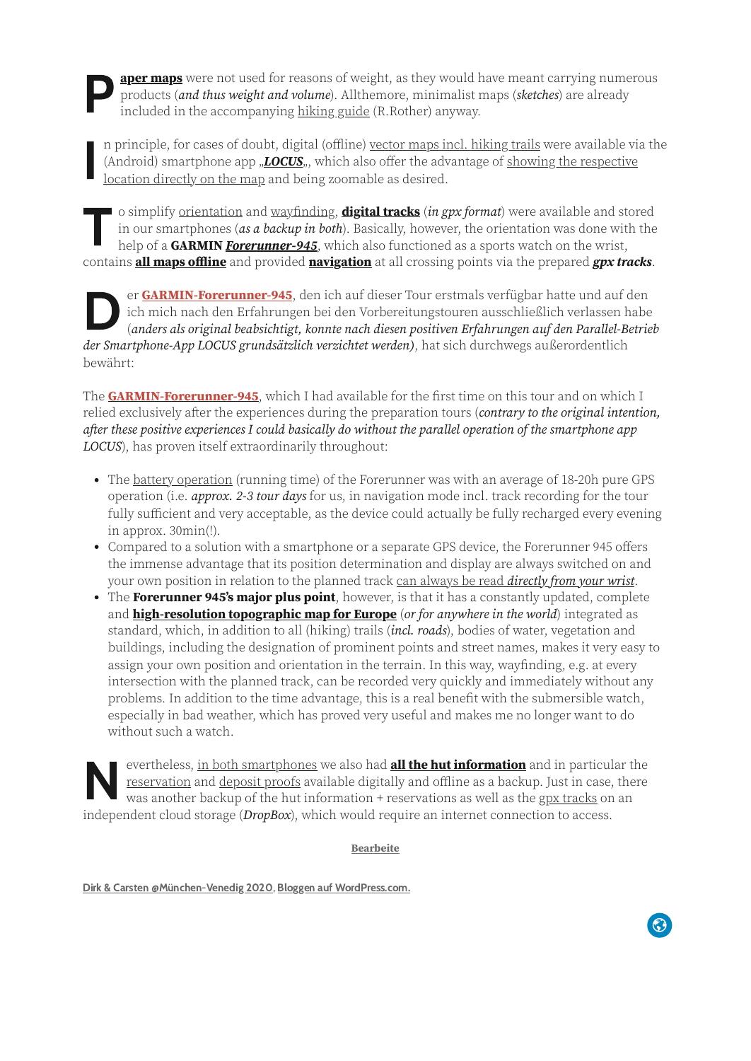**Paper maps** were not used for reasons of weight, as they would have meant carrying numerous products (*and thus weight and volume*). Allthemore, minimalist maps (*sketches*) are already included in the accompanying hiking guide (R.Rother) anyway.

In principle, for cases of doubt, digital (offline) vector maps incl. hiking trails were available via the (Android) smartphone app „***LOCUS***„, which also offer the advantage of showing the respective location directly on the map and being zoomable as desired.

To simplify orientation and wayfinding, **digital tracks** (*in gpx format*) were available and stored in our smartphones (*as a backup in both*). Basically, however, the orientation was done with the help of a **GARMIN *Forerunner-945***, which also functioned as a sports watch on the wrist, contains **all maps offline** and provided **navigation** at all crossing points via the prepared ***gpx tracks***.

Der **GARMIN-Forerunner-945**, den ich auf dieser Tour erstmals verfügbar hatte und auf den ich mich nach den Erfahrungen bei den Vorbereitungstouren ausschließlich verlassen habe (*anders als original beabsichtigt, konnte nach diesen positiven Erfahrungen auf den Parallel-Betrieb der Smartphone-App LOCUS grundsätzlich verzichtet werden)*, hat sich durchwegs außerordentlich bewährt:

The **GARMIN-Forerunner-945**, which I had available for the first time on this tour and on which I relied exclusively after the experiences during the preparation tours (*contrary to the original intention, after these positive experiences I could basically do without the parallel operation of the smartphone app LOCUS*), has proven itself extraordinarily throughout:

- The battery operation (running time) of the Forerunner was with an average of 18-20h pure GPS operation (i.e. *approx. 2-3 tour days* for us, in navigation mode incl. track recording for the tour fully sufficient and very acceptable, as the device could actually be fully recharged every evening in approx. 30min(!).
- Compared to a solution with a smartphone or a separate GPS device, the Forerunner 945 offers the immense advantage that its position determination and display are always switched on and your own position in relation to the planned track can always be read ***directly from your wrist***.
- The **Forerunner 945's major plus point**, however, is that it has a constantly updated, complete and **high-resolution topographic map for Europe** (*or for anywhere in the world*) integrated as standard, which, in addition to all (hiking) trails (*incl. roads*), bodies of water, vegetation and buildings, including the designation of prominent points and street names, makes it very easy to assign your own position and orientation in the terrain. In this way, wayfinding, e.g. at every intersection with the planned track, can be recorded very quickly and immediately without any problems. In addition to the time advantage, this is a real benefit with the submersible watch, especially in bad weather, which has proved very useful and makes me no longer want to do without such a watch.

Nevertheless, in both smartphones we also had **all the hut information** and in particular the reservation and deposit proofs available digitally and offline as a backup. Just in case, there was another backup of the hut information + reservations as well as the gpx tracks on an independent cloud storage (*DropBox*), which would require an internet connection to access.

**Bearbeite**

Dirk & Carsten @München-Venedig 2020, Bloggen auf WordPress.com.